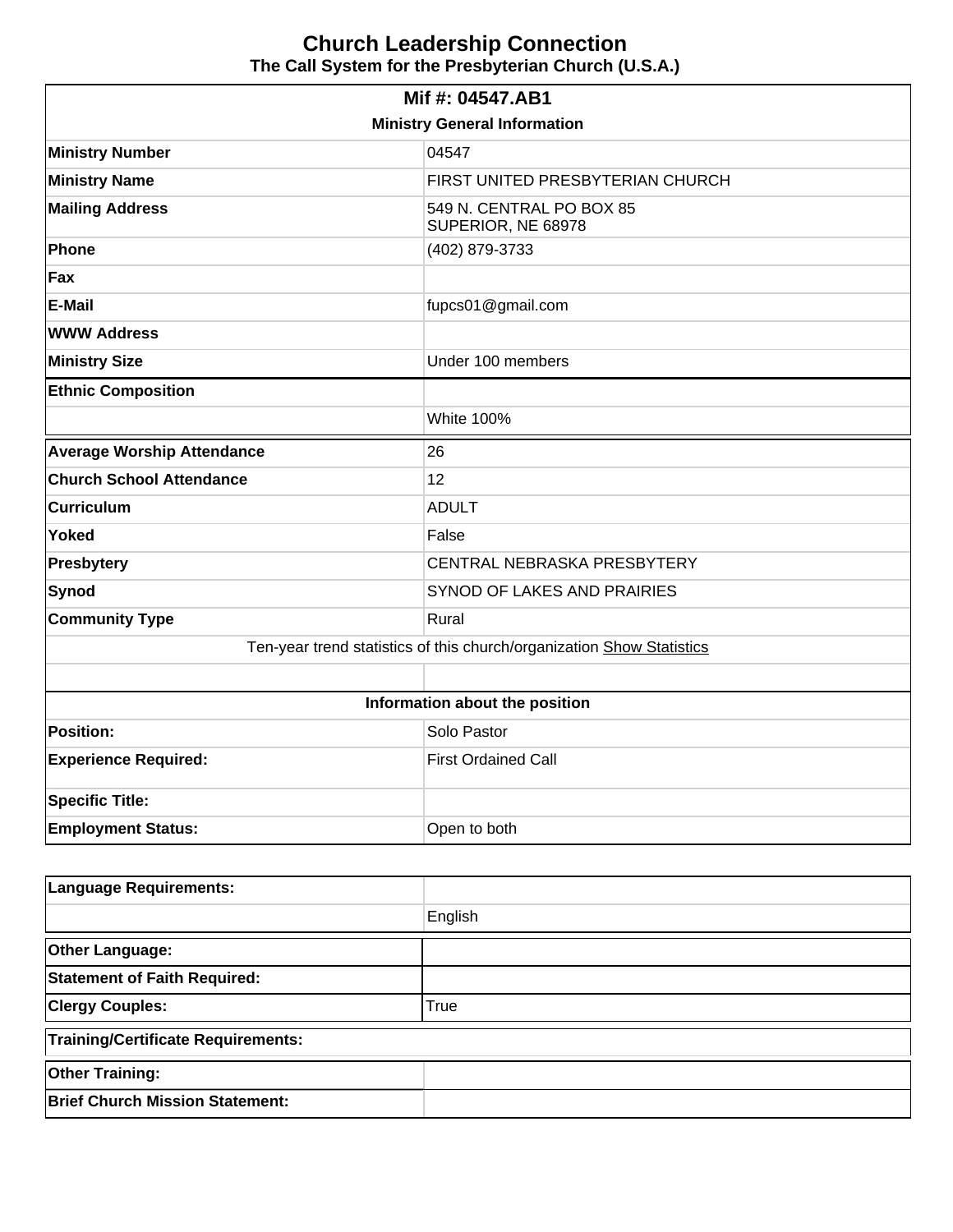# Church Leadership Connection

### The Call System for the Presbyterian Church (U.S.A.)

| **Mif #: 04547.AB1** | |
|---|---|
| **Ministry General Information** | |
| **Ministry Number** | 04547 |
| **Ministry Name** | FIRST UNITED PRESBYTERIAN CHURCH |
| **Mailing Address** | 549 N. CENTRAL PO BOX 85<br>SUPERIOR, NE 68978 |
| **Phone** | (402) 879-3733 |
| **Fax** | |
| **E-Mail** | fupcs01@gmail.com |
| **WWW Address** | |
| **Ministry Size** | Under 100 members |
| **Ethnic Composition** | |
| | White 100% |
| **Average Worship Attendance** | 26 |
| **Church School Attendance** | 12 |
| **Curriculum** | ADULT |
| **Yoked** | False |
| **Presbytery** | CENTRAL NEBRASKA PRESBYTERY |
| **Synod** | SYNOD OF LAKES AND PRAIRIES |
| **Community Type** | Rural |
| Ten-year trend statistics of this church/organization Show Statistics | |
| | |
| **Information about the position** | |
| **Position:** | Solo Pastor |
| **Experience Required:** | First Ordained Call |
| **Specific Title:** | |
| **Employment Status:** | Open to both |

| **Language Requirements:** | |
|---|---|
| | English |
| **Other Language:** | |
| **Statement of Faith Required:** | |
| **Clergy Couples:** | True |
| **Training/Certificate Requirements:** | |
| **Other Training:** | |
| **Brief Church Mission Statement:** | |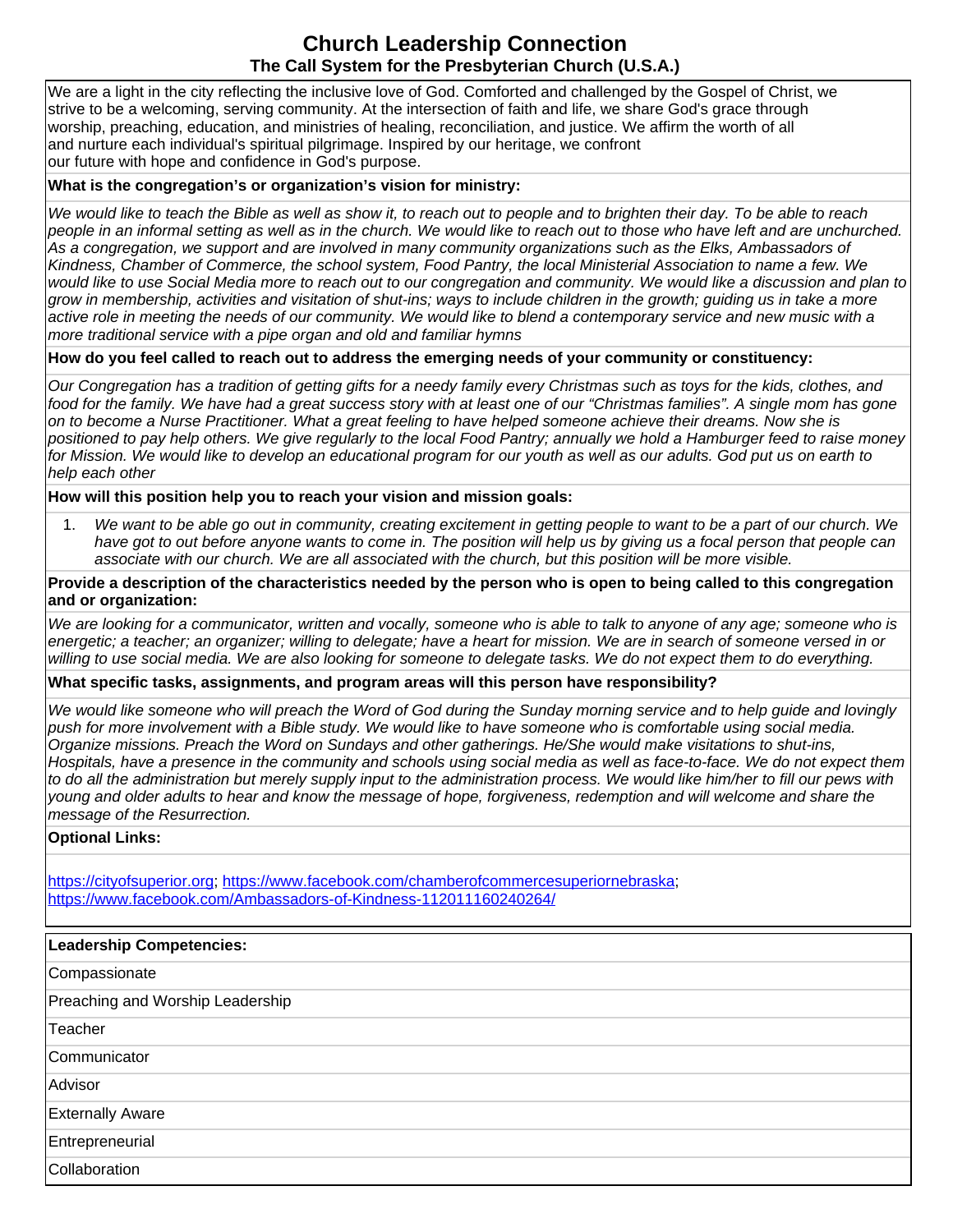# Church Leadership Connection

## The Call System for the Presbyterian Church (U.S.A.)

We are a light in the city reflecting the inclusive love of God. Comforted and challenged by the Gospel of Christ, we strive to be a welcoming, serving community. At the intersection of faith and life, we share God's grace through worship, preaching, education, and ministries of healing, reconciliation, and justice. We affirm the worth of all and nurture each individual's spiritual pilgrimage. Inspired by our heritage, we confront our future with hope and confidence in God's purpose.

**What is the congregation's or organization's vision for ministry:**

*We would like to teach the Bible as well as show it, to reach out to people and to brighten their day. To be able to reach people in an informal setting as well as in the church. We would like to reach out to those who have left and are unchurched. As a congregation, we support and are involved in many community organizations such as the Elks, Ambassadors of Kindness, Chamber of Commerce, the school system, Food Pantry, the local Ministerial Association to name a few. We would like to use Social Media more to reach out to our congregation and community. We would like a discussion and plan to grow in membership, activities and visitation of shut-ins; ways to include children in the growth; guiding us in take a more active role in meeting the needs of our community. We would like to blend a contemporary service and new music with a more traditional service with a pipe organ and old and familiar hymns*

**How do you feel called to reach out to address the emerging needs of your community or constituency:**

*Our Congregation has a tradition of getting gifts for a needy family every Christmas such as toys for the kids, clothes, and food for the family. We have had a great success story with at least one of our "Christmas families". A single mom has gone on to become a Nurse Practitioner. What a great feeling to have helped someone achieve their dreams. Now she is positioned to pay help others. We give regularly to the local Food Pantry; annually we hold a Hamburger feed to raise money for Mission. We would like to develop an educational program for our youth as well as our adults. God put us on earth to help each other*

**How will this position help you to reach your vision and mission goals:**

1. *We want to be able go out in community, creating excitement in getting people to want to be a part of our church. We have got to out before anyone wants to come in. The position will help us by giving us a focal person that people can associate with our church. We are all associated with the church, but this position will be more visible.*

**Provide a description of the characteristics needed by the person who is open to being called to this congregation and or organization:**

*We are looking for a communicator, written and vocally, someone who is able to talk to anyone of any age; someone who is energetic; a teacher; an organizer; willing to delegate; have a heart for mission. We are in search of someone versed in or willing to use social media. We are also looking for someone to delegate tasks. We do not expect them to do everything.*

**What specific tasks, assignments, and program areas will this person have responsibility?**

*We would like someone who will preach the Word of God during the Sunday morning service and to help guide and lovingly push for more involvement with a Bible study. We would like to have someone who is comfortable using social media. Organize missions. Preach the Word on Sundays and other gatherings. He/She would make visitations to shut-ins, Hospitals, have a presence in the community and schools using social media as well as face-to-face. We do not expect them to do all the administration but merely supply input to the administration process. We would like him/her to fill our pews with young and older adults to hear and know the message of hope, forgiveness, redemption and will welcome and share the message of the Resurrection.*

**Optional Links:**

https://cityofsuperior.org; https://www.facebook.com/chamberofcommercesuperiornebraska; https://www.facebook.com/Ambassadors-of-Kindness-112011160240264/

| **Leadership Competencies:** |
|---|
| Compassionate |
| Preaching and Worship Leadership |
| Teacher |
| Communicator |
| Advisor |
| Externally Aware |
| Entrepreneurial |
| Collaboration |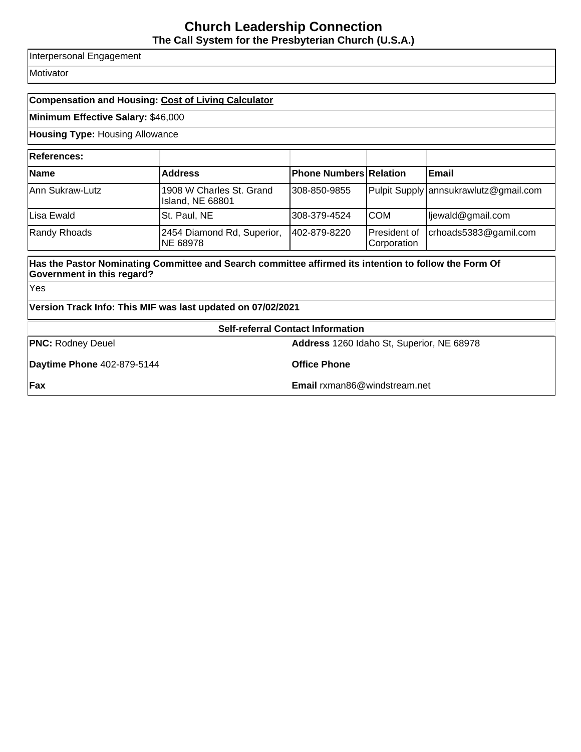# Church Leadership Connection

### The Call System for the Presbyterian Church (U.S.A.)

Interpersonal Engagement

Motivator

**Compensation and Housing: Cost of Living Calculator**

**Minimum Effective Salary:** $46,000

**Housing Type:** Housing Allowance

| **References:** | | | | |
|---|---|---|---|---|
| **Name** | **Address** | **Phone Numbers** | **Relation** | **Email** |
| Ann Sukraw-Lutz | 1908 W Charles St. Grand Island, NE 68801 | 308-850-9855 | Pulpit Supply | annsukrawlutz@gmail.com |
| Lisa Ewald | St. Paul, NE | 308-379-4524 | COM | ljewald@gmail.com |
| Randy Rhoads | 2454 Diamond Rd, Superior, NE 68978 | 402-879-8220 | President of Corporation | crhoads5383@gamil.com |

**Has the Pastor Nominating Committee and Search committee affirmed its intention to follow the Form Of Government in this regard?**

Yes

**Version Track Info: This MIF was last updated on 07/02/2021**

**Self-referral Contact Information**

**PNC:** Rodney Deuel

**Address** 1260 Idaho St, Superior, NE 68978

**Daytime Phone** 402-879-5144

**Office Phone**

**Fax**

**Email** rxman86@windstream.net